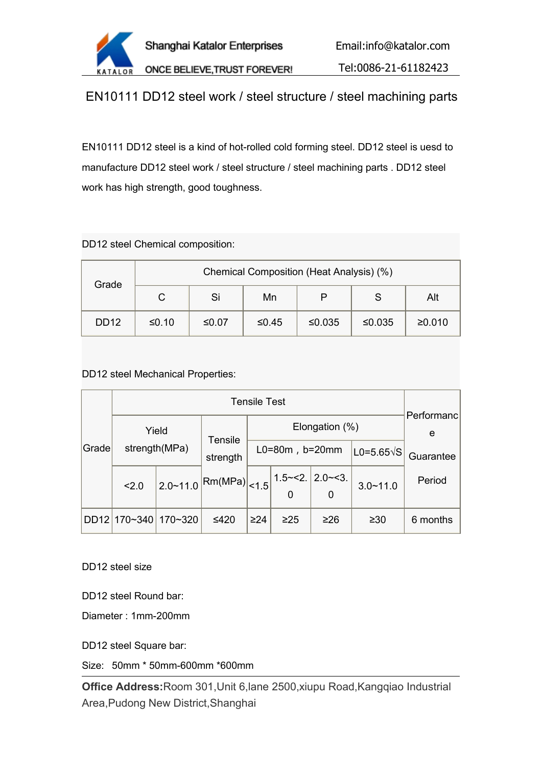# EN10111 DD12 steel work / steel structure / steel machining parts

EN10111 DD12 steel is a kind of hot-rolled cold forming steel. DD12 steel is uesd to manufacture DD12 steel work / steel structure / steel machining parts . DD12 steel work has high strength, good toughness.

DD12 steel Chemical composition:

| Grade | Chemical Composition (Heat Analysis) (%) | | | | | |
|---|---|---|---|---|---|---|
| | C | Si | Mn | P | S | Alt |
| DD12 | ≤0.10 | ≤0.07 | ≤0.45 | ≤0.035 | ≤0.035 | ≥0.010 |

DD12 steel Mechanical Properties:

| Grade | Tensile Test | | | | | | | Performance Guarantee Period |
|---|---|---|---|---|---|---|---|---|
| | Yield strength(MPa) | | Tensile strength Rm(MPa) | Elongation (%) | | | | |
| | | | | L0=80m，b=20mm | | | L0=5.65√S | |
| | <2.0 | 2.0~11.0 | | <1.5 | 1.5~<2.0 | 2.0~<3.0 | 3.0~11.0 | |
| DD12 | 170~340 | 170~320 | ≤420 | ≥24 | ≥25 | ≥26 | ≥30 | 6 months |

DD12 steel size

DD12 steel Round bar:

Diameter : 1mm-200mm

DD12 steel Square bar:

Size:   50mm * 50mm-600mm *600mm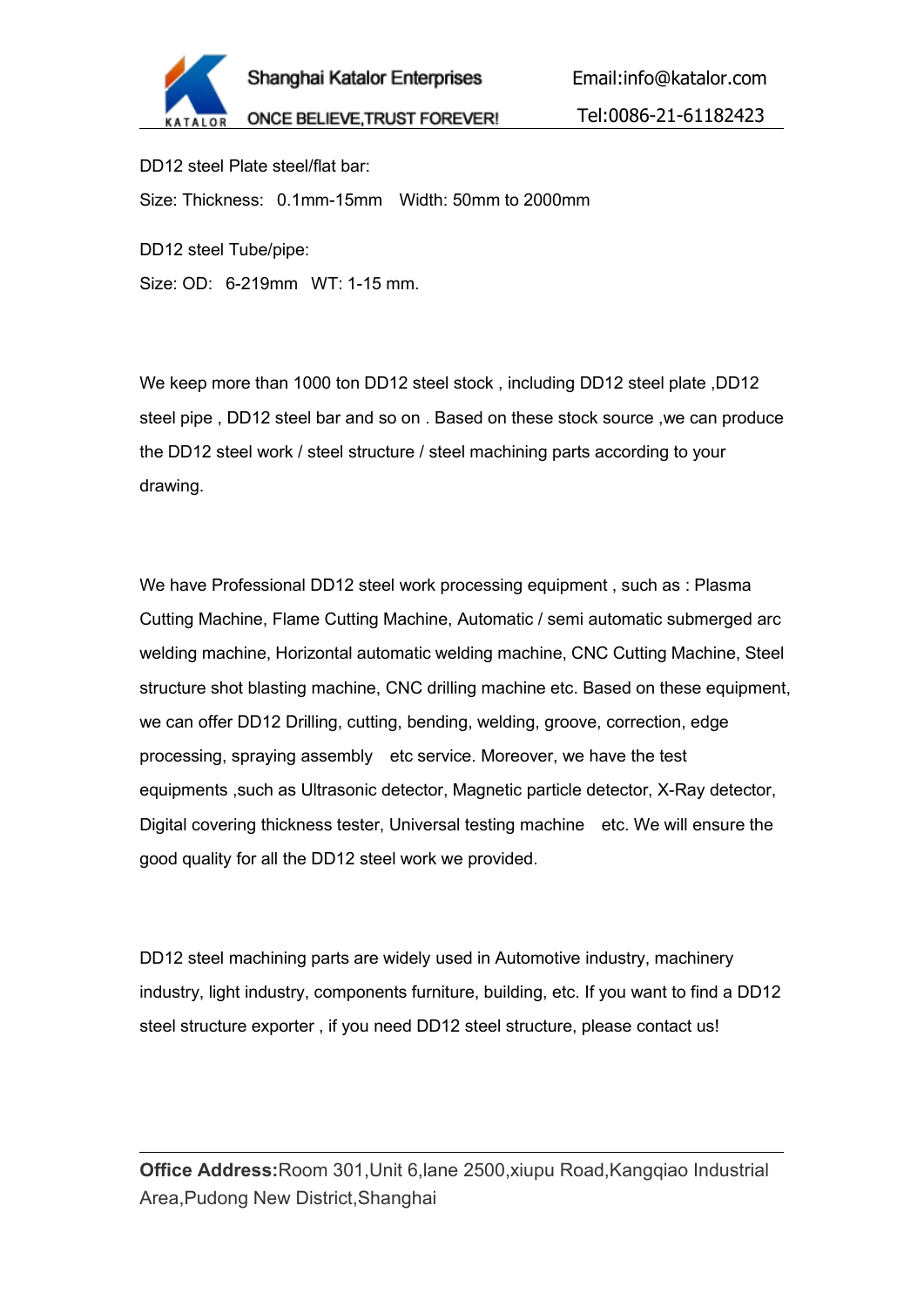DD12 steel Plate steel/flat bar:

Size: Thickness: 0.1mm-15mm Width: 50mm to 2000mm

DD12 steel Tube/pipe:

Size: OD: 6-219mm WT: 1-15 mm.

We keep more than 1000 ton DD12 steel stock , including DD12 steel plate ,DD12 steel pipe , DD12 steel bar and so on . Based on these stock source ,we can produce the DD12 steel work / steel structure / steel machining parts according to your drawing.

We have Professional DD12 steel work processing equipment , such as : Plasma Cutting Machine, Flame Cutting Machine, Automatic / semi automatic submerged arc welding machine, Horizontal automatic welding machine, CNC Cutting Machine, Steel structure shot blasting machine, CNC drilling machine etc. Based on these equipment, we can offer DD12 Drilling, cutting, bending, welding, groove, correction, edge processing, spraying assembly etc service. Moreover, we have the test equipments ,such as Ultrasonic detector, Magnetic particle detector, X-Ray detector, Digital covering thickness tester, Universal testing machine etc. We will ensure the good quality for all the DD12 steel work we provided.

DD12 steel machining parts are widely used in Automotive industry, machinery industry, light industry, components furniture, building, etc. If you want to find a DD12 steel structure exporter , if you need DD12 steel structure, please contact us!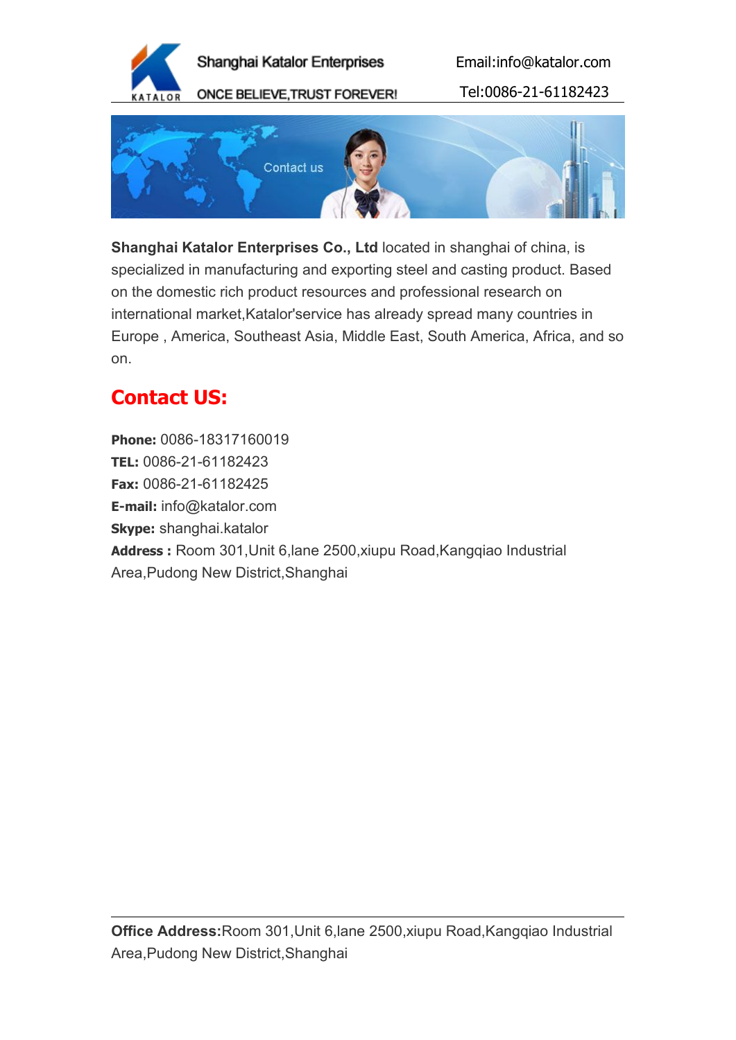**Shanghai Katalor Enterprises Co., Ltd** located in shanghai of china, is specialized in manufacturing and exporting steel and casting product. Based on the domestic rich product resources and professional research on international market,Katalor'service has already spread many countries in Europe , America, Southeast Asia, Middle East, South America, Africa, and so on.

## Contact US:

**Phone:** 0086-18317160019
**TEL:** 0086-21-61182423
**Fax:** 0086-21-61182425
**E-mail:** info@katalor.com
**Skype:** shanghai.katalor
**Address :** Room 301,Unit 6,lane 2500,xiupu Road,Kangqiao Industrial Area,Pudong New District,Shanghai